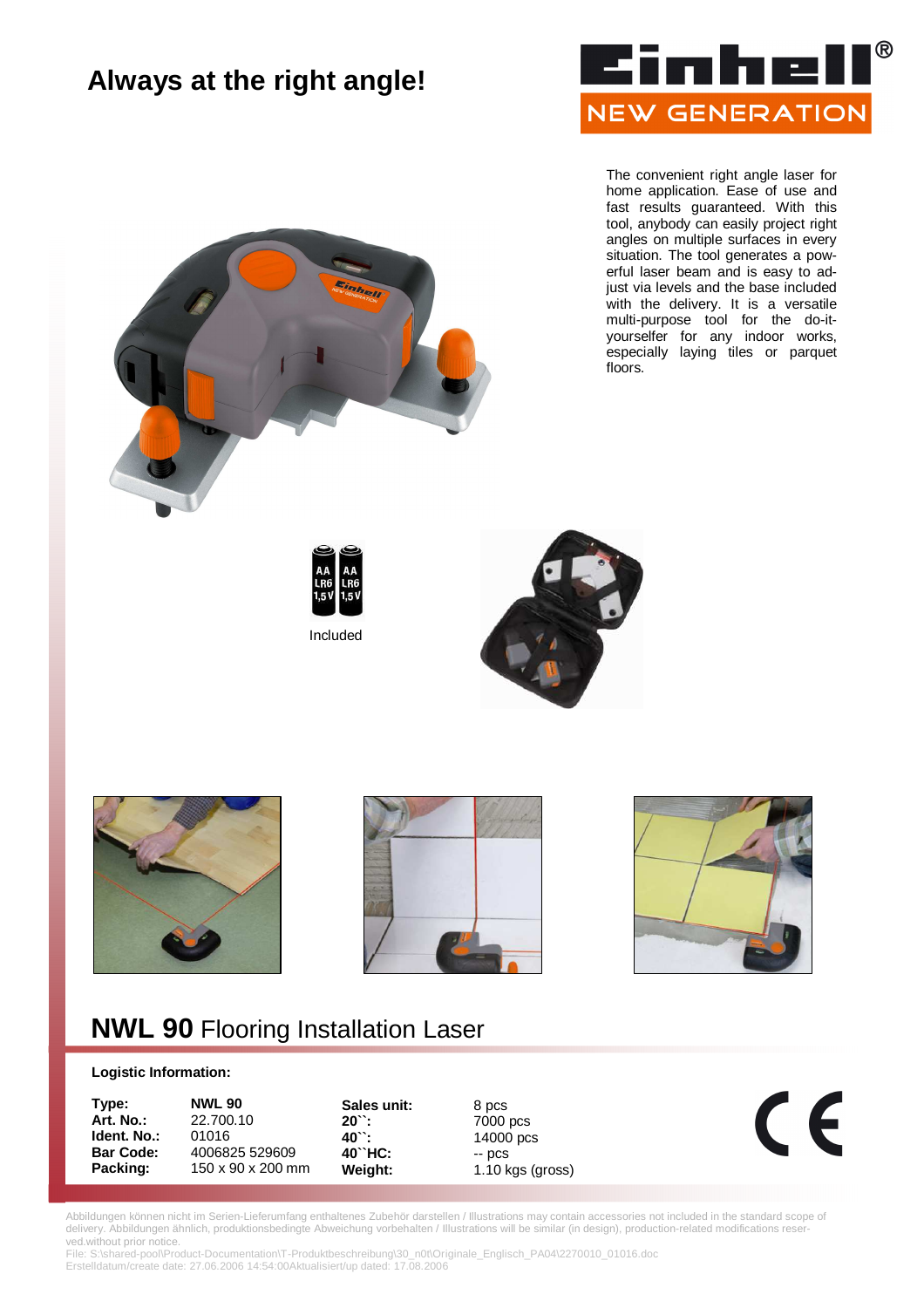# Always at the right angle!

Einhell NEW GENERATION

The convenient right angle laser for home application. Ease of use and fast results guaranteed. With this tool, anybody can easily project right angles on multiple surfaces in every situation. The tool generates a powerful laser beam and is easy to adjust via levels and the base included with the delivery. It is a versatile multi-purpose tool for the do-it-yourselfer for any indoor works, especially laying tiles or parquet floors.

Included

## NWL 90 Flooring Installation Laser

**Logistic Information:**

| | | | |
|---|---|---|---|
| **Type:** | **NWL 90** | **Sales unit:** | 8 pcs |
| **Art. No.:** | 22.700.10 | **20``:** | 7000 pcs |
| **Ident. No.:** | 01016 | **40``:** | 14000 pcs |
| **Bar Code:** | 4006825 529609 | **40``HC:** | -- pcs |
| **Packing:** | 150 x 90 x 200 mm | **Weight:** | 1.10 kgs (gross) |

CE

Abbildungen können nicht im Serien-Lieferumfang enthaltenes Zubehör darstellen / Illustrations may contain accessories not included in the standard scope of delivery. Abbildungen ähnlich, produktionsbedingte Abweichung vorbehalten / Illustrations will be similar (in design), production-related modifications reserved.without prior notice.
File: S:\shared-pool\Product-Documentation\T-Produktbeschreibung\30_n0t\Originale_Englisch_PA04\2270010_01016.doc
Erstelldatum/create date: 27.06.2006 14:54:00Aktualisiert/up dated: 17.08.2006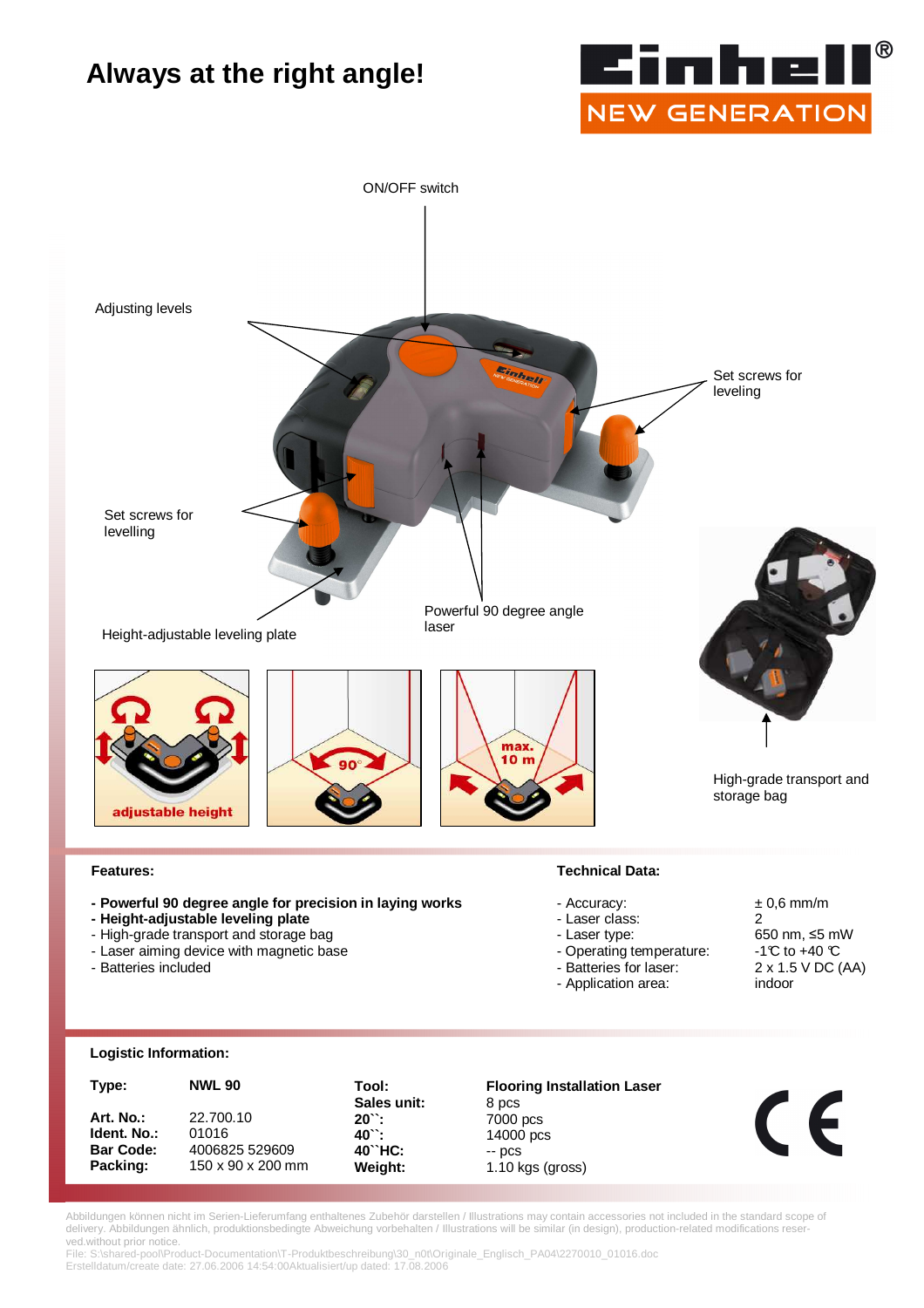# Always at the right angle!

ON/OFF switch

Adjusting levels

Set screws for leveling

Set screws for levelling

Powerful 90 degree angle laser

Height-adjustable leveling plate

adjustable height

90°

max. 10 m

High-grade transport and storage bag

**Features:**

- **Powerful 90 degree angle for precision in laying works**
- **Height-adjustable leveling plate**
- High-grade transport and storage bag
- Laser aiming device with magnetic base
- Batteries included

**Technical Data:**

| | |
|---|---|
| - Accuracy: | ± 0,6 mm/m |
| - Laser class: | 2 |
| - Laser type: | 650 nm, ≤5 mW |
| - Operating temperature: | -1℃ to +40 ℃ |
| - Batteries for laser: | 2 x 1.5 V DC (AA) |
| - Application area: | indoor |

**Logistic Information:**

| | | | |
|---|---|---|---|
| **Type:** | **NWL 90** | **Tool:** | **Flooring Installation Laser** |
| | | **Sales unit:** | 8 pcs |
| **Art. No.:** | 22.700.10 | **20``:** | 7000 pcs |
| **Ident. No.:** | 01016 | **40``:** | 14000 pcs |
| **Bar Code:** | 4006825 529609 | **40``HC:** | -- pcs |
| **Packing:** | 150 x 90 x 200 mm | **Weight:** | 1.10 kgs (gross) |

Abbildungen können nicht im Serien-Lieferumfang enthaltenes Zubehör darstellen / Illustrations may contain accessories not included in the standard scope of delivery. Abbildungen ähnlich, produktionsbedingte Abweichung vorbehalten / Illustrations will be similar (in design), production-related modifications reserved without prior notice.

File: S:\shared-pool\Product-Documentation\T-Produktbeschreibung\30_n0t\Originale_Englisch_PA04\2270010_01016.doc
Erstelldatum/create date: 27.06.2006 14:54:00Aktualisiert/up dated: 17.08.2006